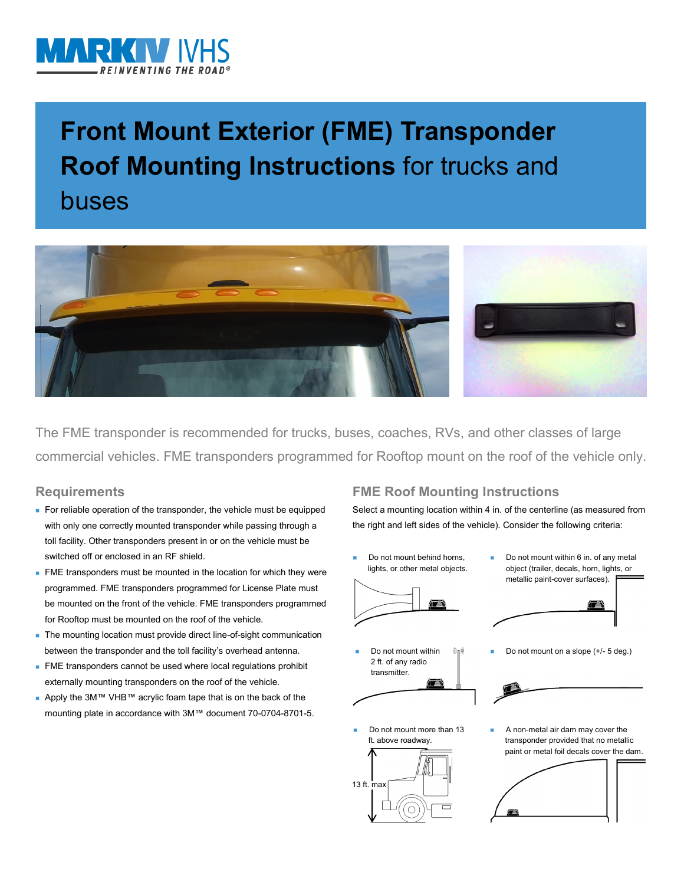MARK IV IVHS
REINVENTING THE ROAD®

# Front Mount Exterior (FME) Transponder Roof Mounting Instructions for trucks and buses

The FME transponder is recommended for trucks, buses, coaches, RVs, and other classes of large commercial vehicles. FME transponders programmed for Rooftop mount on the roof of the vehicle only.

## Requirements

- For reliable operation of the transponder, the vehicle must be equipped with only one correctly mounted transponder while passing through a toll facility. Other transponders present in or on the vehicle must be switched off or enclosed in an RF shield.
- FME transponders must be mounted in the location for which they were programmed. FME transponders programmed for License Plate must be mounted on the front of the vehicle. FME transponders programmed for Rooftop must be mounted on the roof of the vehicle.
- The mounting location must provide direct line-of-sight communication between the transponder and the toll facility's overhead antenna.
- FME transponders cannot be used where local regulations prohibit externally mounting transponders on the roof of the vehicle.
- Apply the 3M™ VHB™ acrylic foam tape that is on the back of the mounting plate in accordance with 3M™ document 70-0704-8701-5.

## FME Roof Mounting Instructions

Select a mounting location within 4 in. of the centerline (as measured from the right and left sides of the vehicle). Consider the following criteria:

- Do not mount behind horns, lights, or other metal objects.
- Do not mount within 6 in. of any metal object (trailer, decals, horn, lights, or metallic paint-cover surfaces).
- Do not mount within 2 ft. of any radio transmitter.
- Do not mount on a slope (+/- 5 deg.)
- Do not mount more than 13 ft. above roadway.

13 ft. max

- A non-metal air dam may cover the transponder provided that no metallic paint or metal foil decals cover the dam.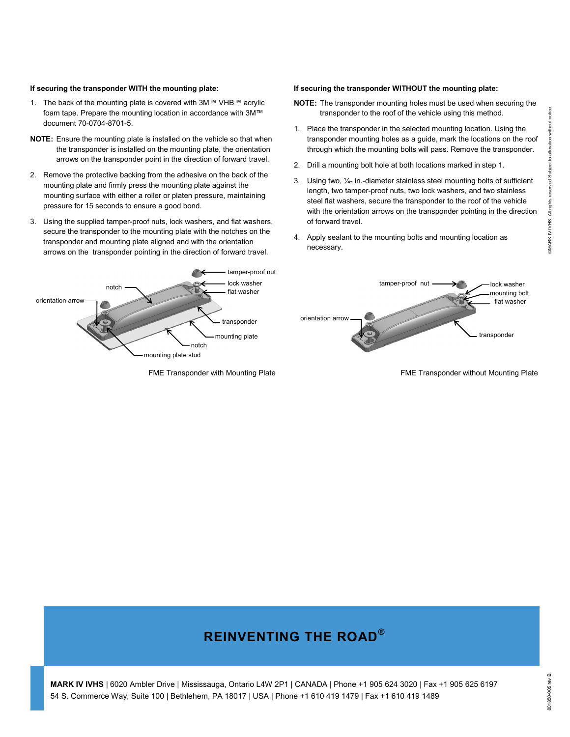**If securing the transponder WITH the mounting plate:**

1. The back of the mounting plate is covered with 3M™ VHB™ acrylic foam tape. Prepare the mounting location in accordance with 3M™ document 70-0704-8701-5.

**NOTE:** Ensure the mounting plate is installed on the vehicle so that when the transponder is installed on the mounting plate, the orientation arrows on the transponder point in the direction of forward travel.

2. Remove the protective backing from the adhesive on the back of the mounting plate and firmly press the mounting plate against the mounting surface with either a roller or platen pressure, maintaining pressure for 15 seconds to ensure a good bond.
3. Using the supplied tamper-proof nuts, lock washers, and flat washers, secure the transponder to the mounting plate with the notches on the transponder and mounting plate aligned and with the orientation arrows on the transponder pointing in the direction of forward travel.

tamper-proof nut
lock washer
flat washer
notch
orientation arrow
transponder
mounting plate
notch
mounting plate stud

FME Transponder with Mounting Plate

**If securing the transponder WITHOUT the mounting plate:**

**NOTE:** The transponder mounting holes must be used when securing the transponder to the roof of the vehicle using this method.

1. Place the transponder in the selected mounting location. Using the transponder mounting holes as a guide, mark the locations on the roof through which the mounting bolts will pass. Remove the transponder.
2. Drill a mounting bolt hole at both locations marked in step 1.
3. Using two, ¼- in.-diameter stainless steel mounting bolts of sufficient length, two tamper-proof nuts, two lock washers, and two stainless steel flat washers, secure the transponder to the roof of the vehicle with the orientation arrows on the transponder pointing in the direction of forward travel.
4. Apply sealant to the mounting bolts and mounting location as necessary.

tamper-proof nut
lock washer
mounting bolt
flat washer
orientation arrow
transponder

FME Transponder without Mounting Plate

©MARK IV IVHS. All rights reserved Subject to alteration without notice.

**REINVENTING THE ROAD®**

**MARK IV IVHS** | 6020 Ambler Drive | Mississauga, Ontario L4W 2P1 | CANADA | Phone +1 905 624 3020 | Fax +1 905 625 6197
54 S. Commerce Way, Suite 100 | Bethlehem, PA 18017 | USA | Phone +1 610 419 1479 | Fax +1 610 419 1489

801850-005 rev B.